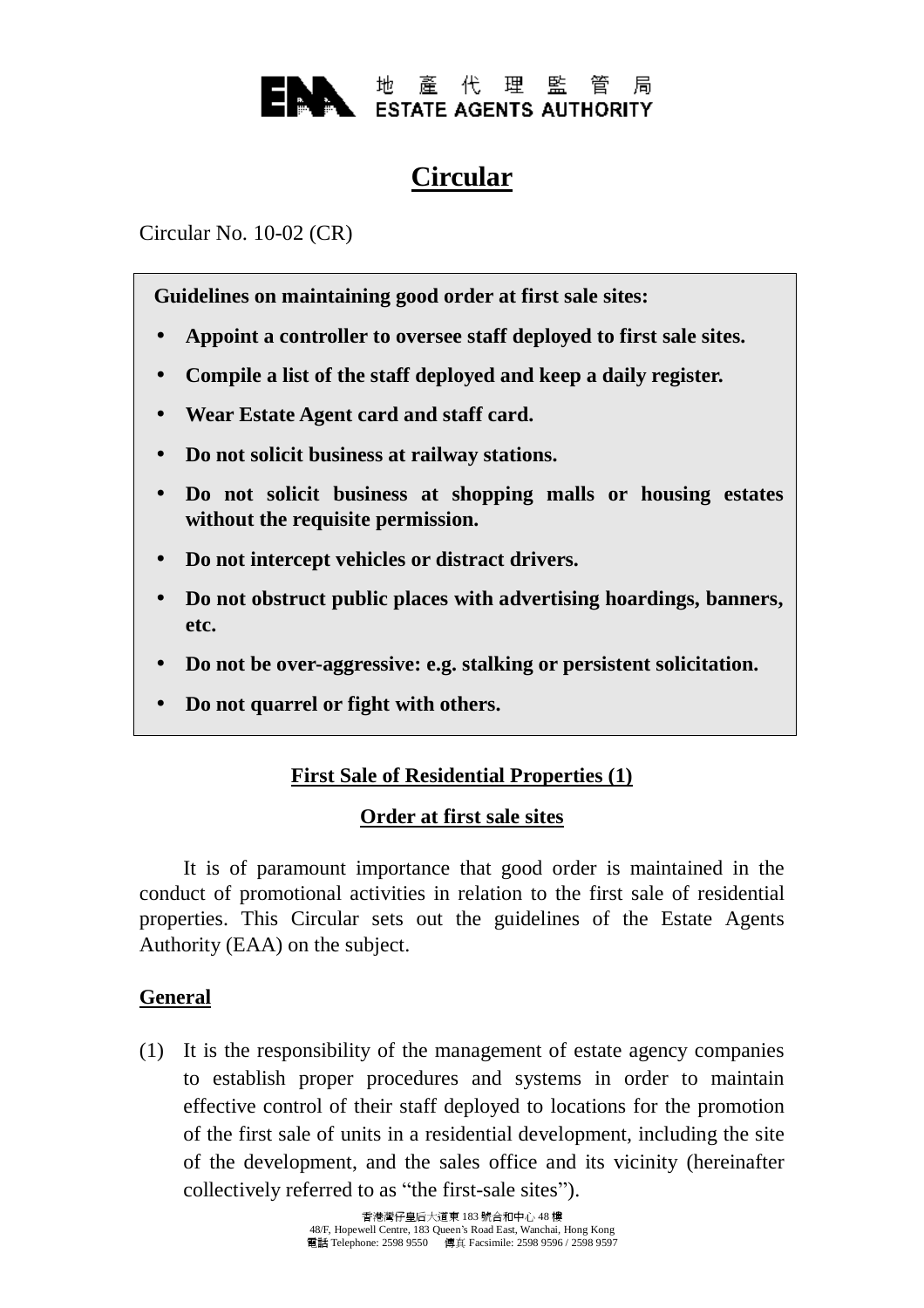地產代理監管局
ESTATE AGENTS AUTHORITY

# Circular

Circular No. 10-02 (CR)

**Guidelines on maintaining good order at first sale sites:**

- **Appoint a controller to oversee staff deployed to first sale sites.**
- **Compile a list of the staff deployed and keep a daily register.**
- **Wear Estate Agent card and staff card.**
- **Do not solicit business at railway stations.**
- **Do not solicit business at shopping malls or housing estates without the requisite permission.**
- **Do not intercept vehicles or distract drivers.**
- **Do not obstruct public places with advertising hoardings, banners, etc.**
- **Do not be over-aggressive: e.g. stalking or persistent solicitation.**
- **Do not quarrel or fight with others.**

## First Sale of Residential Properties (1)

## Order at first sale sites

It is of paramount importance that good order is maintained in the conduct of promotional activities in relation to the first sale of residential properties. This Circular sets out the guidelines of the Estate Agents Authority (EAA) on the subject.

### General

(1) It is the responsibility of the management of estate agency companies to establish proper procedures and systems in order to maintain effective control of their staff deployed to locations for the promotion of the first sale of units in a residential development, including the site of the development, and the sales office and its vicinity (hereinafter collectively referred to as "the first-sale sites").

香港灣仔皇后大道東 183 號合和中心 48 樓
48/F, Hopewell Centre, 183 Queen's Road East, Wanchai, Hong Kong
電話 Telephone: 2598 9550 傳真 Facsimile: 2598 9596 / 2598 9597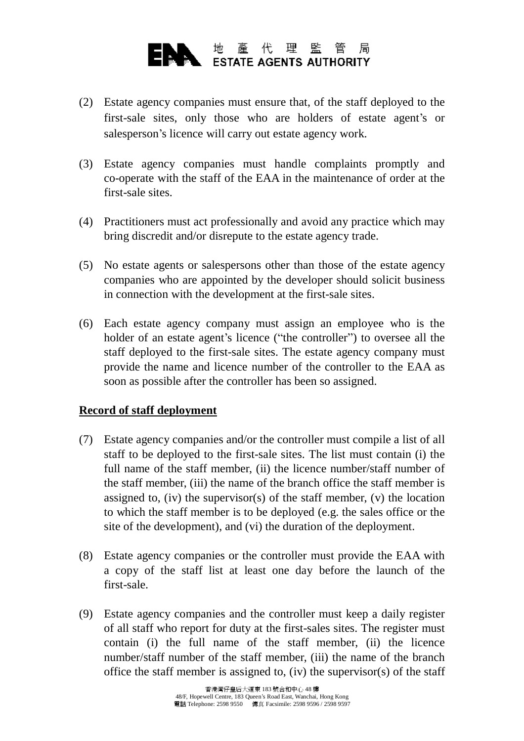(2) Estate agency companies must ensure that, of the staff deployed to the first-sale sites, only those who are holders of estate agent's or salesperson's licence will carry out estate agency work.

(3) Estate agency companies must handle complaints promptly and co-operate with the staff of the EAA in the maintenance of order at the first-sale sites.

(4) Practitioners must act professionally and avoid any practice which may bring discredit and/or disrepute to the estate agency trade.

(5) No estate agents or salespersons other than those of the estate agency companies who are appointed by the developer should solicit business in connection with the development at the first-sale sites.

(6) Each estate agency company must assign an employee who is the holder of an estate agent's licence ("the controller") to oversee all the staff deployed to the first-sale sites. The estate agency company must provide the name and licence number of the controller to the EAA as soon as possible after the controller has been so assigned.

**Record of staff deployment**

(7) Estate agency companies and/or the controller must compile a list of all staff to be deployed to the first-sale sites. The list must contain (i) the full name of the staff member, (ii) the licence number/staff number of the staff member, (iii) the name of the branch office the staff member is assigned to, (iv) the supervisor(s) of the staff member, (v) the location to which the staff member is to be deployed (e.g. the sales office or the site of the development), and (vi) the duration of the deployment.

(8) Estate agency companies or the controller must provide the EAA with a copy of the staff list at least one day before the launch of the first-sale.

(9) Estate agency companies and the controller must keep a daily register of all staff who report for duty at the first-sales sites. The register must contain (i) the full name of the staff member, (ii) the licence number/staff number of the staff member, (iii) the name of the branch office the staff member is assigned to, (iv) the supervisor(s) of the staff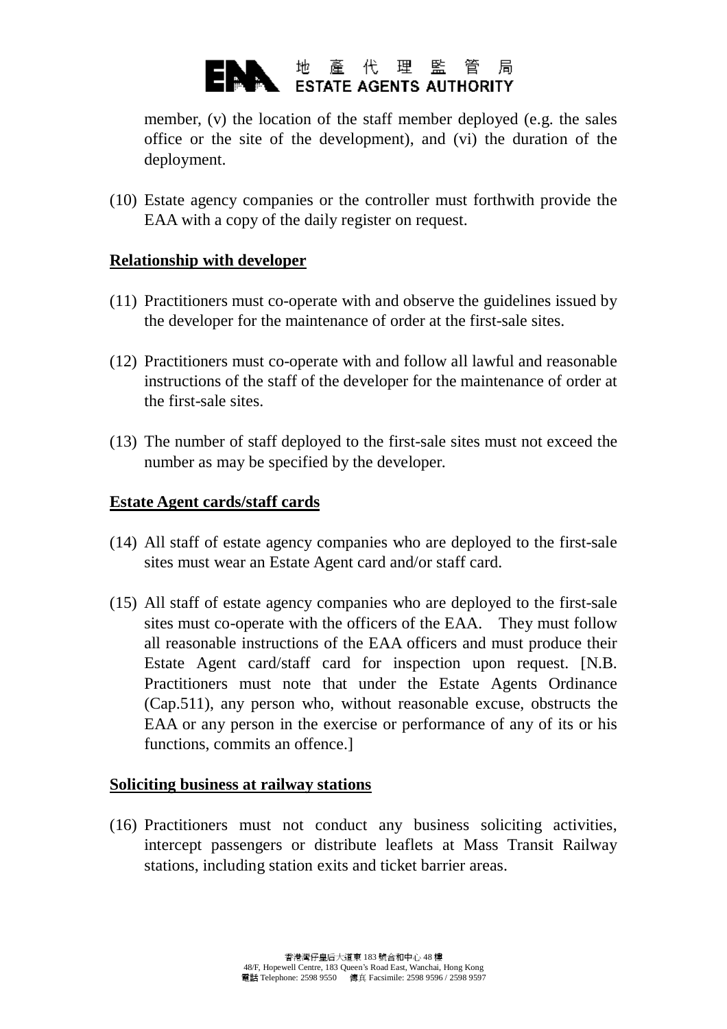member, (v) the location of the staff member deployed (e.g. the sales office or the site of the development), and (vi) the duration of the deployment.

(10) Estate agency companies or the controller must forthwith provide the EAA with a copy of the daily register on request.

**Relationship with developer**

(11) Practitioners must co-operate with and observe the guidelines issued by the developer for the maintenance of order at the first-sale sites.

(12) Practitioners must co-operate with and follow all lawful and reasonable instructions of the staff of the developer for the maintenance of order at the first-sale sites.

(13) The number of staff deployed to the first-sale sites must not exceed the number as may be specified by the developer.

**Estate Agent cards/staff cards**

(14) All staff of estate agency companies who are deployed to the first-sale sites must wear an Estate Agent card and/or staff card.

(15) All staff of estate agency companies who are deployed to the first-sale sites must co-operate with the officers of the EAA. They must follow all reasonable instructions of the EAA officers and must produce their Estate Agent card/staff card for inspection upon request. [N.B. Practitioners must note that under the Estate Agents Ordinance (Cap.511), any person who, without reasonable excuse, obstructs the EAA or any person in the exercise or performance of any of its or his functions, commits an offence.]

**Soliciting business at railway stations**

(16) Practitioners must not conduct any business soliciting activities, intercept passengers or distribute leaflets at Mass Transit Railway stations, including station exits and ticket barrier areas.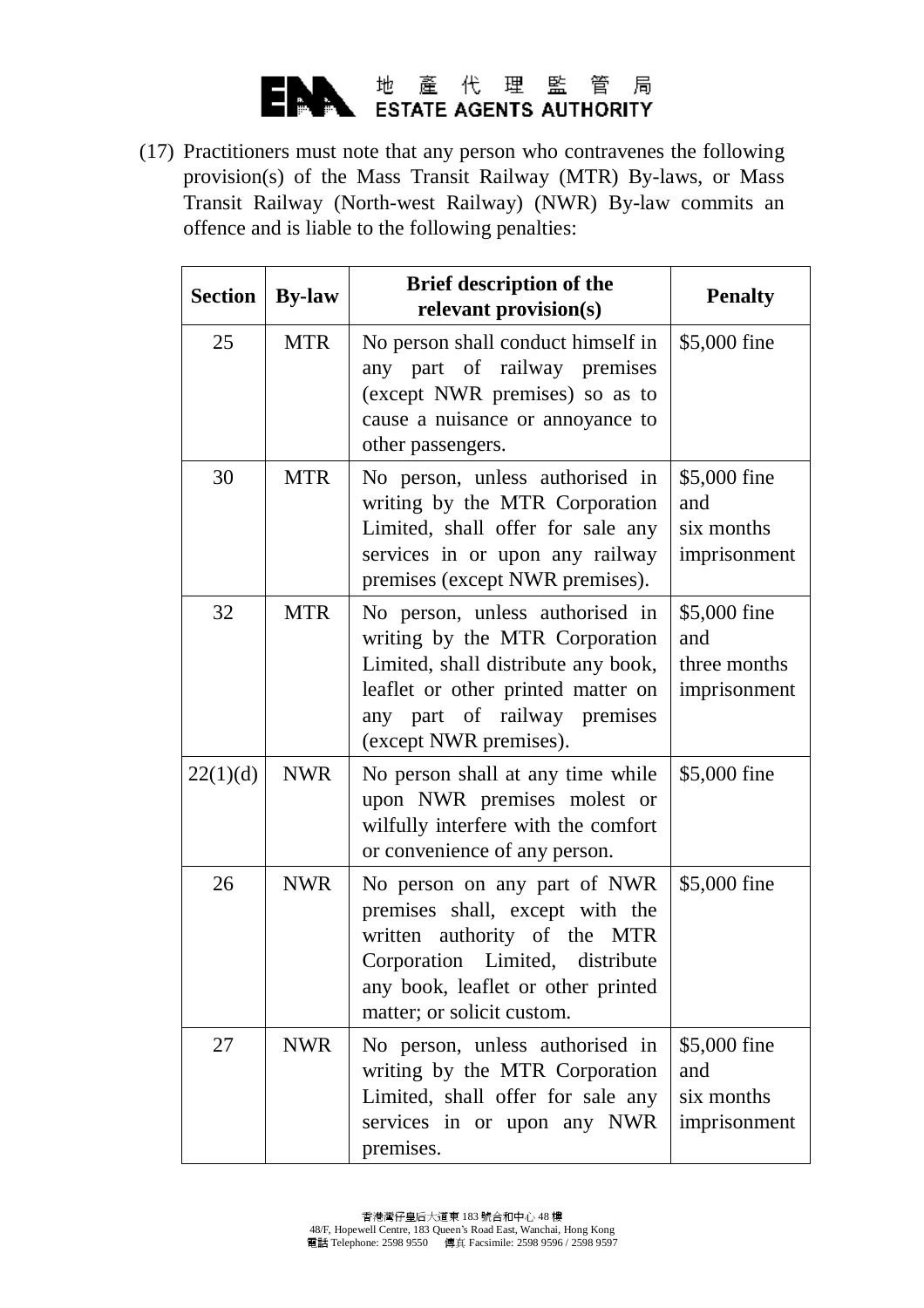(17) Practitioners must note that any person who contravenes the following provision(s) of the Mass Transit Railway (MTR) By-laws, or Mass Transit Railway (North-west Railway) (NWR) By-law commits an offence and is liable to the following penalties:

| Section | By-law | Brief description of the relevant provision(s) | Penalty |
|---|---|---|---|
| 25 | MTR | No person shall conduct himself in any part of railway premises (except NWR premises) so as to cause a nuisance or annoyance to other passengers. | \$5,000 fine |
| 30 | MTR | No person, unless authorised in writing by the MTR Corporation Limited, shall offer for sale any services in or upon any railway premises (except NWR premises). | \$5,000 fine and six months imprisonment |
| 32 | MTR | No person, unless authorised in writing by the MTR Corporation Limited, shall distribute any book, leaflet or other printed matter on any part of railway premises (except NWR premises). | \$5,000 fine and three months imprisonment |
| 22(1)(d) | NWR | No person shall at any time while upon NWR premises molest or wilfully interfere with the comfort or convenience of any person. | \$5,000 fine |
| 26 | NWR | No person on any part of NWR premises shall, except with the written authority of the MTR Corporation Limited, distribute any book, leaflet or other printed matter; or solicit custom. | \$5,000 fine |
| 27 | NWR | No person, unless authorised in writing by the MTR Corporation Limited, shall offer for sale any services in or upon any NWR premises. | \$5,000 fine and six months imprisonment |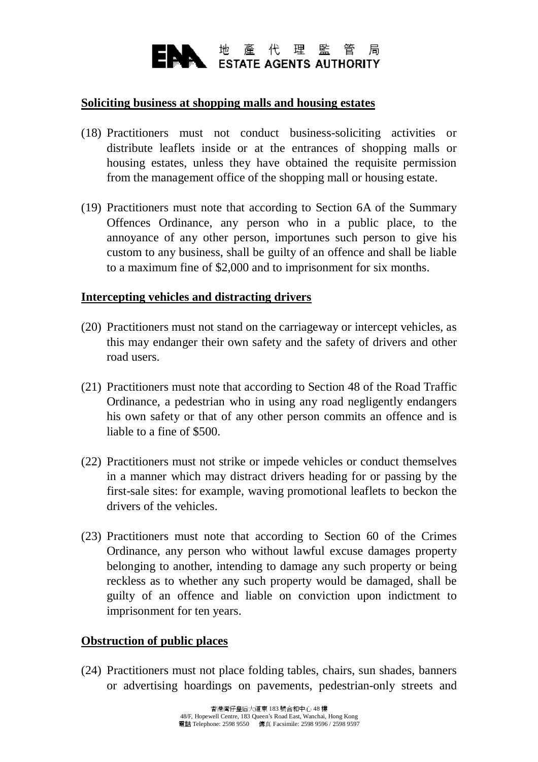**Soliciting business at shopping malls and housing estates**

(18) Practitioners must not conduct business-soliciting activities or distribute leaflets inside or at the entrances of shopping malls or housing estates, unless they have obtained the requisite permission from the management office of the shopping mall or housing estate.

(19) Practitioners must note that according to Section 6A of the Summary Offences Ordinance, any person who in a public place, to the annoyance of any other person, importunes such person to give his custom to any business, shall be guilty of an offence and shall be liable to a maximum fine of $2,000 and to imprisonment for six months.

**Intercepting vehicles and distracting drivers**

(20) Practitioners must not stand on the carriageway or intercept vehicles, as this may endanger their own safety and the safety of drivers and other road users.

(21) Practitioners must note that according to Section 48 of the Road Traffic Ordinance, a pedestrian who in using any road negligently endangers his own safety or that of any other person commits an offence and is liable to a fine of $500.

(22) Practitioners must not strike or impede vehicles or conduct themselves in a manner which may distract drivers heading for or passing by the first-sale sites: for example, waving promotional leaflets to beckon the drivers of the vehicles.

(23) Practitioners must note that according to Section 60 of the Crimes Ordinance, any person who without lawful excuse damages property belonging to another, intending to damage any such property or being reckless as to whether any such property would be damaged, shall be guilty of an offence and liable on conviction upon indictment to imprisonment for ten years.

**Obstruction of public places**

(24) Practitioners must not place folding tables, chairs, sun shades, banners or advertising hoardings on pavements, pedestrian-only streets and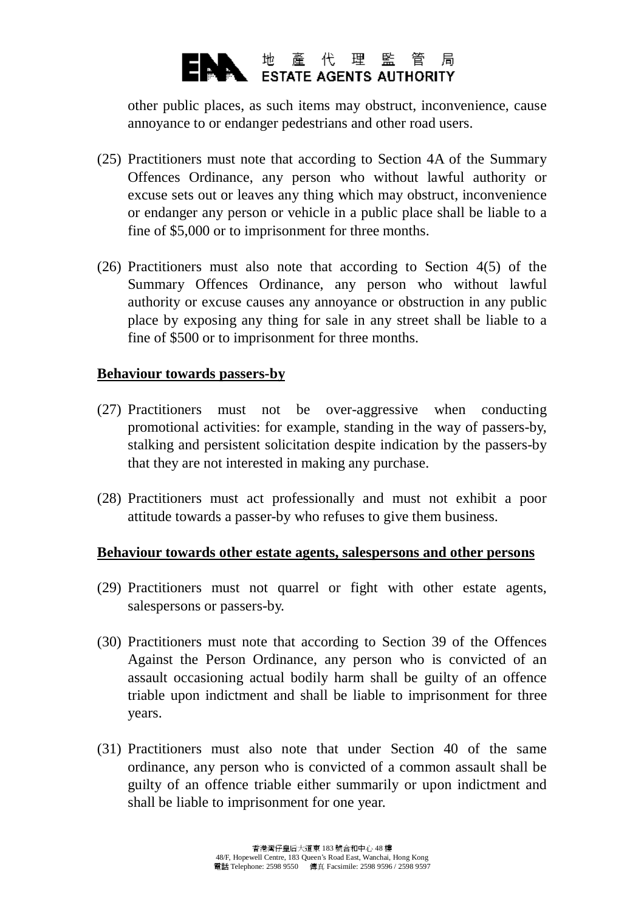other public places, as such items may obstruct, inconvenience, cause annoyance to or endanger pedestrians and other road users.

(25) Practitioners must note that according to Section 4A of the Summary Offences Ordinance, any person who without lawful authority or excuse sets out or leaves any thing which may obstruct, inconvenience or endanger any person or vehicle in a public place shall be liable to a fine of $5,000 or to imprisonment for three months.

(26) Practitioners must also note that according to Section 4(5) of the Summary Offences Ordinance, any person who without lawful authority or excuse causes any annoyance or obstruction in any public place by exposing any thing for sale in any street shall be liable to a fine of $500 or to imprisonment for three months.

**Behaviour towards passers-by**

(27) Practitioners must not be over-aggressive when conducting promotional activities: for example, standing in the way of passers-by, stalking and persistent solicitation despite indication by the passers-by that they are not interested in making any purchase.

(28) Practitioners must act professionally and must not exhibit a poor attitude towards a passer-by who refuses to give them business.

**Behaviour towards other estate agents, salespersons and other persons**

(29) Practitioners must not quarrel or fight with other estate agents, salespersons or passers-by.

(30) Practitioners must note that according to Section 39 of the Offences Against the Person Ordinance, any person who is convicted of an assault occasioning actual bodily harm shall be guilty of an offence triable upon indictment and shall be liable to imprisonment for three years.

(31) Practitioners must also note that under Section 40 of the same ordinance, any person who is convicted of a common assault shall be guilty of an offence triable either summarily or upon indictment and shall be liable to imprisonment for one year.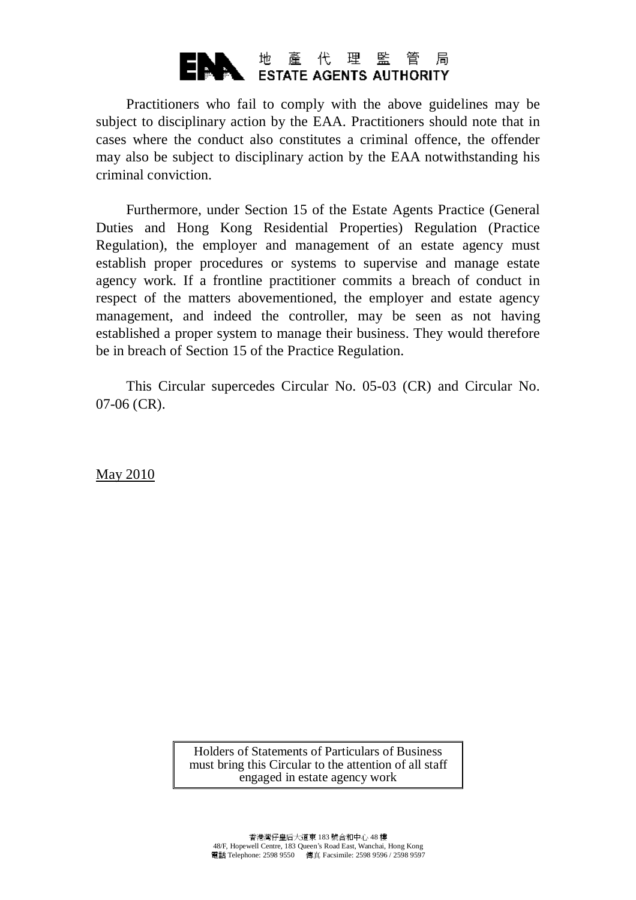Practitioners who fail to comply with the above guidelines may be subject to disciplinary action by the EAA. Practitioners should note that in cases where the conduct also constitutes a criminal offence, the offender may also be subject to disciplinary action by the EAA notwithstanding his criminal conviction.

Furthermore, under Section 15 of the Estate Agents Practice (General Duties and Hong Kong Residential Properties) Regulation (Practice Regulation), the employer and management of an estate agency must establish proper procedures or systems to supervise and manage estate agency work. If a frontline practitioner commits a breach of conduct in respect of the matters abovementioned, the employer and estate agency management, and indeed the controller, may be seen as not having established a proper system to manage their business. They would therefore be in breach of Section 15 of the Practice Regulation.

This Circular supercedes Circular No. 05-03 (CR) and Circular No. 07-06 (CR).

<u>May 2010</u>

> Holders of Statements of Particulars of Business must bring this Circular to the attention of all staff engaged in estate agency work